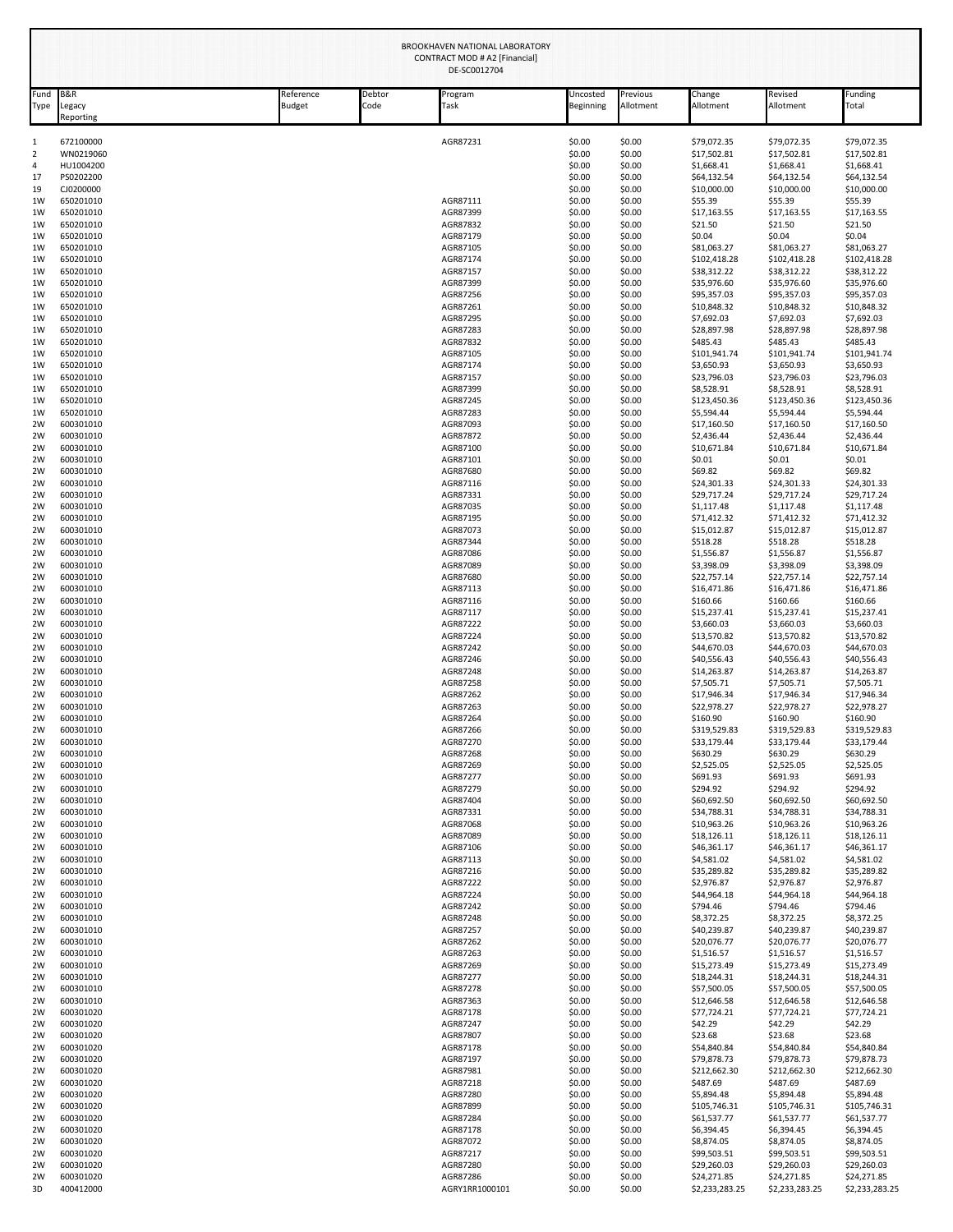BROOKHAVEN NATIONAL LABORATORY
CONTRACT MOD # A2 [Financial]
DE-SC0012704

| Fund Type | B&R Legacy Reporting | Reference Budget | Debtor Code | Program Task | Uncosted Beginning | Previous Allotment | Change Allotment | Revised Allotment | Funding Total |
|---|---|---|---|---|---|---|---|---|---|
| 1 | 672100000 | | | AGR87231 | $0.00 | $0.00 | $79,072.35 | $79,072.35 | $79,072.35 |
| 2 | WN0219060 | | | | $0.00 | $0.00 | $17,502.81 | $17,502.81 | $17,502.81 |
| 4 | HU1004200 | | | | $0.00 | $0.00 | $1,668.41 | $1,668.41 | $1,668.41 |
| 17 | PS0202200 | | | | $0.00 | $0.00 | $64,132.54 | $64,132.54 | $64,132.54 |
| 19 | CJ0200000 | | | | $0.00 | $0.00 | $10,000.00 | $10,000.00 | $10,000.00 |
| 1W | 650201010 | | | AGR87111 | $0.00 | $0.00 | $55.39 | $55.39 | $55.39 |
| 1W | 650201010 | | | AGR87399 | $0.00 | $0.00 | $17,163.55 | $17,163.55 | $17,163.55 |
| 1W | 650201010 | | | AGR87832 | $0.00 | $0.00 | $21.50 | $21.50 | $21.50 |
| 1W | 650201010 | | | AGR87179 | $0.00 | $0.00 | $0.04 | $0.04 | $0.04 |
| 1W | 650201010 | | | AGR87105 | $0.00 | $0.00 | $81,063.27 | $81,063.27 | $81,063.27 |
| 1W | 650201010 | | | AGR87174 | $0.00 | $0.00 | $102,418.28 | $102,418.28 | $102,418.28 |
| 1W | 650201010 | | | AGR87157 | $0.00 | $0.00 | $38,312.22 | $38,312.22 | $38,312.22 |
| 1W | 650201010 | | | AGR87399 | $0.00 | $0.00 | $35,976.60 | $35,976.60 | $35,976.60 |
| 1W | 650201010 | | | AGR87256 | $0.00 | $0.00 | $95,357.03 | $95,357.03 | $95,357.03 |
| 1W | 650201010 | | | AGR87261 | $0.00 | $0.00 | $10,848.32 | $10,848.32 | $10,848.32 |
| 1W | 650201010 | | | AGR87295 | $0.00 | $0.00 | $7,692.03 | $7,692.03 | $7,692.03 |
| 1W | 650201010 | | | AGR87283 | $0.00 | $0.00 | $28,897.98 | $28,897.98 | $28,897.98 |
| 1W | 650201010 | | | AGR87832 | $0.00 | $0.00 | $485.43 | $485.43 | $485.43 |
| 1W | 650201010 | | | AGR87105 | $0.00 | $0.00 | $101,941.74 | $101,941.74 | $101,941.74 |
| 1W | 650201010 | | | AGR87174 | $0.00 | $0.00 | $3,650.93 | $3,650.93 | $3,650.93 |
| 1W | 650201010 | | | AGR87157 | $0.00 | $0.00 | $23,796.03 | $23,796.03 | $23,796.03 |
| 1W | 650201010 | | | AGR87399 | $0.00 | $0.00 | $8,528.91 | $8,528.91 | $8,528.91 |
| 1W | 650201010 | | | AGR87245 | $0.00 | $0.00 | $123,450.36 | $123,450.36 | $123,450.36 |
| 1W | 650201010 | | | AGR87283 | $0.00 | $0.00 | $5,594.44 | $5,594.44 | $5,594.44 |
| 2W | 600301010 | | | AGR87093 | $0.00 | $0.00 | $17,160.50 | $17,160.50 | $17,160.50 |
| 2W | 600301010 | | | AGR87872 | $0.00 | $0.00 | $2,436.44 | $2,436.44 | $2,436.44 |
| 2W | 600301010 | | | AGR87100 | $0.00 | $0.00 | $10,671.84 | $10,671.84 | $10,671.84 |
| 2W | 600301010 | | | AGR87101 | $0.00 | $0.00 | $0.01 | $0.01 | $0.01 |
| 2W | 600301010 | | | AGR87680 | $0.00 | $0.00 | $69.82 | $69.82 | $69.82 |
| 2W | 600301010 | | | AGR87116 | $0.00 | $0.00 | $24,301.33 | $24,301.33 | $24,301.33 |
| 2W | 600301010 | | | AGR87331 | $0.00 | $0.00 | $29,717.24 | $29,717.24 | $29,717.24 |
| 2W | 600301010 | | | AGR87035 | $0.00 | $0.00 | $1,117.48 | $1,117.48 | $1,117.48 |
| 2W | 600301010 | | | AGR87195 | $0.00 | $0.00 | $71,412.32 | $71,412.32 | $71,412.32 |
| 2W | 600301010 | | | AGR87073 | $0.00 | $0.00 | $15,012.87 | $15,012.87 | $15,012.87 |
| 2W | 600301010 | | | AGR87344 | $0.00 | $0.00 | $518.28 | $518.28 | $518.28 |
| 2W | 600301010 | | | AGR87086 | $0.00 | $0.00 | $1,556.87 | $1,556.87 | $1,556.87 |
| 2W | 600301010 | | | AGR87089 | $0.00 | $0.00 | $3,398.09 | $3,398.09 | $3,398.09 |
| 2W | 600301010 | | | AGR87680 | $0.00 | $0.00 | $22,757.14 | $22,757.14 | $22,757.14 |
| 2W | 600301010 | | | AGR87113 | $0.00 | $0.00 | $16,471.86 | $16,471.86 | $16,471.86 |
| 2W | 600301010 | | | AGR87116 | $0.00 | $0.00 | $160.66 | $160.66 | $160.66 |
| 2W | 600301010 | | | AGR87117 | $0.00 | $0.00 | $15,237.41 | $15,237.41 | $15,237.41 |
| 2W | 600301010 | | | AGR87222 | $0.00 | $0.00 | $3,660.03 | $3,660.03 | $3,660.03 |
| 2W | 600301010 | | | AGR87224 | $0.00 | $0.00 | $13,570.82 | $13,570.82 | $13,570.82 |
| 2W | 600301010 | | | AGR87242 | $0.00 | $0.00 | $44,670.03 | $44,670.03 | $44,670.03 |
| 2W | 600301010 | | | AGR87246 | $0.00 | $0.00 | $40,556.43 | $40,556.43 | $40,556.43 |
| 2W | 600301010 | | | AGR87248 | $0.00 | $0.00 | $14,263.87 | $14,263.87 | $14,263.87 |
| 2W | 600301010 | | | AGR87258 | $0.00 | $0.00 | $7,505.71 | $7,505.71 | $7,505.71 |
| 2W | 600301010 | | | AGR87262 | $0.00 | $0.00 | $17,946.34 | $17,946.34 | $17,946.34 |
| 2W | 600301010 | | | AGR87263 | $0.00 | $0.00 | $22,978.27 | $22,978.27 | $22,978.27 |
| 2W | 600301010 | | | AGR87264 | $0.00 | $0.00 | $160.90 | $160.90 | $160.90 |
| 2W | 600301010 | | | AGR87266 | $0.00 | $0.00 | $319,529.83 | $319,529.83 | $319,529.83 |
| 2W | 600301010 | | | AGR87270 | $0.00 | $0.00 | $33,179.44 | $33,179.44 | $33,179.44 |
| 2W | 600301010 | | | AGR87268 | $0.00 | $0.00 | $630.29 | $630.29 | $630.29 |
| 2W | 600301010 | | | AGR87269 | $0.00 | $0.00 | $2,525.05 | $2,525.05 | $2,525.05 |
| 2W | 600301010 | | | AGR87277 | $0.00 | $0.00 | $691.93 | $691.93 | $691.93 |
| 2W | 600301010 | | | AGR87279 | $0.00 | $0.00 | $294.92 | $294.92 | $294.92 |
| 2W | 600301010 | | | AGR87404 | $0.00 | $0.00 | $60,692.50 | $60,692.50 | $60,692.50 |
| 2W | 600301010 | | | AGR87331 | $0.00 | $0.00 | $34,788.31 | $34,788.31 | $34,788.31 |
| 2W | 600301010 | | | AGR87068 | $0.00 | $0.00 | $10,963.26 | $10,963.26 | $10,963.26 |
| 2W | 600301010 | | | AGR87089 | $0.00 | $0.00 | $18,126.11 | $18,126.11 | $18,126.11 |
| 2W | 600301010 | | | AGR87106 | $0.00 | $0.00 | $46,361.17 | $46,361.17 | $46,361.17 |
| 2W | 600301010 | | | AGR87113 | $0.00 | $0.00 | $4,581.02 | $4,581.02 | $4,581.02 |
| 2W | 600301010 | | | AGR87216 | $0.00 | $0.00 | $35,289.82 | $35,289.82 | $35,289.82 |
| 2W | 600301010 | | | AGR87222 | $0.00 | $0.00 | $2,976.87 | $2,976.87 | $2,976.87 |
| 2W | 600301010 | | | AGR87224 | $0.00 | $0.00 | $44,964.18 | $44,964.18 | $44,964.18 |
| 2W | 600301010 | | | AGR87242 | $0.00 | $0.00 | $794.46 | $794.46 | $794.46 |
| 2W | 600301010 | | | AGR87248 | $0.00 | $0.00 | $8,372.25 | $8,372.25 | $8,372.25 |
| 2W | 600301010 | | | AGR87257 | $0.00 | $0.00 | $40,239.87 | $40,239.87 | $40,239.87 |
| 2W | 600301010 | | | AGR87262 | $0.00 | $0.00 | $20,076.77 | $20,076.77 | $20,076.77 |
| 2W | 600301010 | | | AGR87263 | $0.00 | $0.00 | $1,516.57 | $1,516.57 | $1,516.57 |
| 2W | 600301010 | | | AGR87269 | $0.00 | $0.00 | $15,273.49 | $15,273.49 | $15,273.49 |
| 2W | 600301010 | | | AGR87277 | $0.00 | $0.00 | $18,244.31 | $18,244.31 | $18,244.31 |
| 2W | 600301010 | | | AGR87278 | $0.00 | $0.00 | $57,500.05 | $57,500.05 | $57,500.05 |
| 2W | 600301010 | | | AGR87363 | $0.00 | $0.00 | $12,646.58 | $12,646.58 | $12,646.58 |
| 2W | 600301020 | | | AGR87178 | $0.00 | $0.00 | $77,724.21 | $77,724.21 | $77,724.21 |
| 2W | 600301020 | | | AGR87247 | $0.00 | $0.00 | $42.29 | $42.29 | $42.29 |
| 2W | 600301020 | | | AGR87807 | $0.00 | $0.00 | $23.68 | $23.68 | $23.68 |
| 2W | 600301020 | | | AGR87178 | $0.00 | $0.00 | $54,840.84 | $54,840.84 | $54,840.84 |
| 2W | 600301020 | | | AGR87197 | $0.00 | $0.00 | $79,878.73 | $79,878.73 | $79,878.73 |
| 2W | 600301020 | | | AGR87981 | $0.00 | $0.00 | $212,662.30 | $212,662.30 | $212,662.30 |
| 2W | 600301020 | | | AGR87218 | $0.00 | $0.00 | $487.69 | $487.69 | $487.69 |
| 2W | 600301020 | | | AGR87280 | $0.00 | $0.00 | $5,894.48 | $5,894.48 | $5,894.48 |
| 2W | 600301020 | | | AGR87899 | $0.00 | $0.00 | $105,746.31 | $105,746.31 | $105,746.31 |
| 2W | 600301020 | | | AGR87284 | $0.00 | $0.00 | $61,537.77 | $61,537.77 | $61,537.77 |
| 2W | 600301020 | | | AGR87178 | $0.00 | $0.00 | $6,394.45 | $6,394.45 | $6,394.45 |
| 2W | 600301020 | | | AGR87072 | $0.00 | $0.00 | $8,874.05 | $8,874.05 | $8,874.05 |
| 2W | 600301020 | | | AGR87217 | $0.00 | $0.00 | $99,503.51 | $99,503.51 | $99,503.51 |
| 2W | 600301020 | | | AGR87280 | $0.00 | $0.00 | $29,260.03 | $29,260.03 | $29,260.03 |
| 2W | 600301020 | | | AGR87286 | $0.00 | $0.00 | $24,271.85 | $24,271.85 | $24,271.85 |
| 3D | 400412000 | | | AGRY1RR1000101 | $0.00 | $0.00 | $2,233,283.25 | $2,233,283.25 | $2,233,283.25 |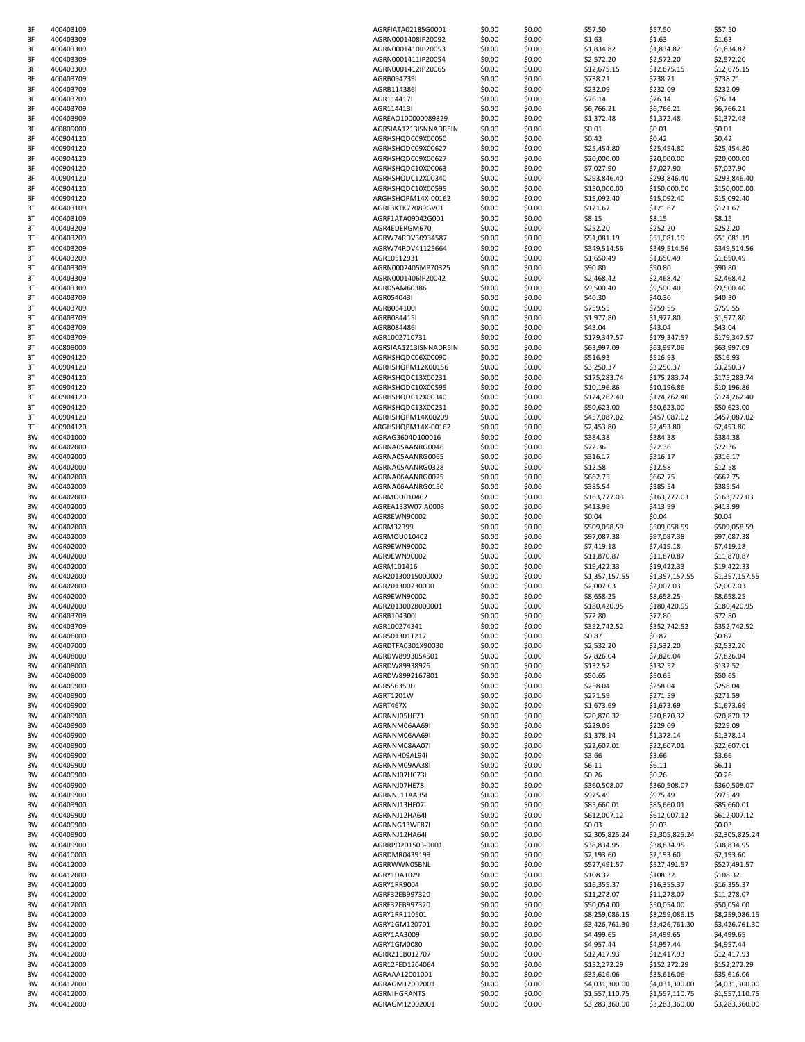| | | | | | | | |
|---|---|---|---|---|---|---|---|
| 3F | 400403109 | AGRFIATA02185G0001 | $0.00 | $0.00 | $57.50 | $57.50 | $57.50 |
| 3F | 400403309 | AGRN0001408IP20092 | $0.00 | $0.00 | $1.63 | $1.63 | $1.63 |
| 3F | 400403309 | AGRN0001410IP20053 | $0.00 | $0.00 | $1,834.82 | $1,834.82 | $1,834.82 |
| 3F | 400403309 | AGRN0001411IP20054 | $0.00 | $0.00 | $2,572.20 | $2,572.20 | $2,572.20 |
| 3F | 400403309 | AGRN0001412IP20065 | $0.00 | $0.00 | $12,675.15 | $12,675.15 | $12,675.15 |
| 3F | 400403709 | AGRB094739I | $0.00 | $0.00 | $738.21 | $738.21 | $738.21 |
| 3F | 400403709 | AGRB114386I | $0.00 | $0.00 | $232.09 | $232.09 | $232.09 |
| 3F | 400403709 | AGR114417I | $0.00 | $0.00 | $76.14 | $76.14 | $76.14 |
| 3F | 400403709 | AGR114413I | $0.00 | $0.00 | $6,766.21 | $6,766.21 | $6,766.21 |
| 3F | 400403909 | AGREAO100000089329 | $0.00 | $0.00 | $1,372.48 | $1,372.48 | $1,372.48 |
| 3F | 400809000 | AGRSIAA1213ISNNADR5IN | $0.00 | $0.00 | $0.01 | $0.01 | $0.01 |
| 3F | 400904120 | AGRHSHQDC09X00050 | $0.00 | $0.00 | $0.42 | $0.42 | $0.42 |
| 3F | 400904120 | AGRHSHQDC09X00627 | $0.00 | $0.00 | $25,454.80 | $25,454.80 | $25,454.80 |
| 3F | 400904120 | AGRHSHQDC09X00627 | $0.00 | $0.00 | $20,000.00 | $20,000.00 | $20,000.00 |
| 3F | 400904120 | AGRHSHQDC10X00063 | $0.00 | $0.00 | $7,027.90 | $7,027.90 | $7,027.90 |
| 3F | 400904120 | AGRHSHQDC12X00340 | $0.00 | $0.00 | $293,846.40 | $293,846.40 | $293,846.40 |
| 3F | 400904120 | AGRHSHQDC10X00595 | $0.00 | $0.00 | $150,000.00 | $150,000.00 | $150,000.00 |
| 3F | 400904120 | ARGHSHQPM14X-00162 | $0.00 | $0.00 | $15,092.40 | $15,092.40 | $15,092.40 |
| 3T | 400403109 | AGRF3KTK77089GV01 | $0.00 | $0.00 | $121.67 | $121.67 | $121.67 |
| 3T | 400403109 | AGRF1ATA09042G001 | $0.00 | $0.00 | $8.15 | $8.15 | $8.15 |
| 3T | 400403209 | AGR4EDERGM670 | $0.00 | $0.00 | $252.20 | $252.20 | $252.20 |
| 3T | 400403209 | AGRW74RDV30934587 | $0.00 | $0.00 | $51,081.19 | $51,081.19 | $51,081.19 |
| 3T | 400403209 | AGRW74RDV41125664 | $0.00 | $0.00 | $349,514.56 | $349,514.56 | $349,514.56 |
| 3T | 400403209 | AGR10512931 | $0.00 | $0.00 | $1,650.49 | $1,650.49 | $1,650.49 |
| 3T | 400403309 | AGRN0002405MP70325 | $0.00 | $0.00 | $90.80 | $90.80 | $90.80 |
| 3T | 400403309 | AGRN0001406IP20042 | $0.00 | $0.00 | $2,468.42 | $2,468.42 | $2,468.42 |
| 3T | 400403309 | AGRDSAM60386 | $0.00 | $0.00 | $9,500.40 | $9,500.40 | $9,500.40 |
| 3T | 400403709 | AGR054043I | $0.00 | $0.00 | $40.30 | $40.30 | $40.30 |
| 3T | 400403709 | AGRB064100I | $0.00 | $0.00 | $759.55 | $759.55 | $759.55 |
| 3T | 400403709 | AGRB084415I | $0.00 | $0.00 | $1,977.80 | $1,977.80 | $1,977.80 |
| 3T | 400403709 | AGRB084486I | $0.00 | $0.00 | $43.04 | $43.04 | $43.04 |
| 3T | 400403709 | AGR1002710731 | $0.00 | $0.00 | $179,347.57 | $179,347.57 | $179,347.57 |
| 3T | 400809000 | AGRSIAA1213ISNNADR5IN | $0.00 | $0.00 | $63,997.09 | $63,997.09 | $63,997.09 |
| 3T | 400904120 | AGRHSHQDC06X00090 | $0.00 | $0.00 | $516.93 | $516.93 | $516.93 |
| 3T | 400904120 | AGRHSHQPM12X00156 | $0.00 | $0.00 | $3,250.37 | $3,250.37 | $3,250.37 |
| 3T | 400904120 | AGRHSHQDC13X00231 | $0.00 | $0.00 | $175,283.74 | $175,283.74 | $175,283.74 |
| 3T | 400904120 | AGRHSHQDC10X00595 | $0.00 | $0.00 | $10,196.86 | $10,196.86 | $10,196.86 |
| 3T | 400904120 | AGRHSHQDC12X00340 | $0.00 | $0.00 | $124,262.40 | $124,262.40 | $124,262.40 |
| 3T | 400904120 | AGRHSHQDC13X00231 | $0.00 | $0.00 | $50,623.00 | $50,623.00 | $50,623.00 |
| 3T | 400904120 | AGRHSHQPM14X00209 | $0.00 | $0.00 | $457,087.02 | $457,087.02 | $457,087.02 |
| 3T | 400904120 | ARGHSHQPM14X-00162 | $0.00 | $0.00 | $2,453.80 | $2,453.80 | $2,453.80 |
| 3W | 400401000 | AGRAG3604D100016 | $0.00 | $0.00 | $384.38 | $384.38 | $384.38 |
| 3W | 400402000 | AGRNA05AANRG0046 | $0.00 | $0.00 | $72.36 | $72.36 | $72.36 |
| 3W | 400402000 | AGRNA05AANRG0065 | $0.00 | $0.00 | $316.17 | $316.17 | $316.17 |
| 3W | 400402000 | AGRNA05AANRG0328 | $0.00 | $0.00 | $12.58 | $12.58 | $12.58 |
| 3W | 400402000 | AGRNA06AANRG0025 | $0.00 | $0.00 | $662.75 | $662.75 | $662.75 |
| 3W | 400402000 | AGRNA06AANRG0150 | $0.00 | $0.00 | $385.54 | $385.54 | $385.54 |
| 3W | 400402000 | AGRMOU010402 | $0.00 | $0.00 | $163,777.03 | $163,777.03 | $163,777.03 |
| 3W | 400402000 | AGREA133W07IA0003 | $0.00 | $0.00 | $413.99 | $413.99 | $413.99 |
| 3W | 400402000 | AGR8EWN90002 | $0.00 | $0.00 | $0.04 | $0.04 | $0.04 |
| 3W | 400402000 | AGRM32399 | $0.00 | $0.00 | $509,058.59 | $509,058.59 | $509,058.59 |
| 3W | 400402000 | AGRMOU010402 | $0.00 | $0.00 | $97,087.38 | $97,087.38 | $97,087.38 |
| 3W | 400402000 | AGR9EWN90002 | $0.00 | $0.00 | $7,419.18 | $7,419.18 | $7,419.18 |
| 3W | 400402000 | AGR9EWN90002 | $0.00 | $0.00 | $11,870.87 | $11,870.87 | $11,870.87 |
| 3W | 400402000 | AGRM101416 | $0.00 | $0.00 | $19,422.33 | $19,422.33 | $19,422.33 |
| 3W | 400402000 | AGR20130015000000 | $0.00 | $0.00 | $1,357,157.55 | $1,357,157.55 | $1,357,157.55 |
| 3W | 400402000 | AGR201300230000 | $0.00 | $0.00 | $2,007.03 | $2,007.03 | $2,007.03 |
| 3W | 400402000 | AGR9EWN90002 | $0.00 | $0.00 | $8,658.25 | $8,658.25 | $8,658.25 |
| 3W | 400402000 | AGR20130028000001 | $0.00 | $0.00 | $180,420.95 | $180,420.95 | $180,420.95 |
| 3W | 400403709 | AGRB104300I | $0.00 | $0.00 | $72.80 | $72.80 | $72.80 |
| 3W | 400403709 | AGR100274341 | $0.00 | $0.00 | $352,742.52 | $352,742.52 | $352,742.52 |
| 3W | 400406000 | AGR501301T217 | $0.00 | $0.00 | $0.87 | $0.87 | $0.87 |
| 3W | 400407000 | AGRDTFA0301X90030 | $0.00 | $0.00 | $2,532.20 | $2,532.20 | $2,532.20 |
| 3W | 400408000 | AGRDW8993054501 | $0.00 | $0.00 | $7,826.04 | $7,826.04 | $7,826.04 |
| 3W | 400408000 | AGRDW89938926 | $0.00 | $0.00 | $132.52 | $132.52 | $132.52 |
| 3W | 400408000 | AGRDW8992167801 | $0.00 | $0.00 | $50.65 | $50.65 | $50.65 |
| 3W | 400409900 | AGRS56350D | $0.00 | $0.00 | $258.04 | $258.04 | $258.04 |
| 3W | 400409900 | AGRT1201W | $0.00 | $0.00 | $271.59 | $271.59 | $271.59 |
| 3W | 400409900 | AGRT467X | $0.00 | $0.00 | $1,673.69 | $1,673.69 | $1,673.69 |
| 3W | 400409900 | AGRNNJ05HE71I | $0.00 | $0.00 | $20,870.32 | $20,870.32 | $20,870.32 |
| 3W | 400409900 | AGRNNM06AA69I | $0.00 | $0.00 | $229.09 | $229.09 | $229.09 |
| 3W | 400409900 | AGRNNM06AA69I | $0.00 | $0.00 | $1,378.14 | $1,378.14 | $1,378.14 |
| 3W | 400409900 | AGRNNM08AA07I | $0.00 | $0.00 | $22,607.01 | $22,607.01 | $22,607.01 |
| 3W | 400409900 | AGRNNH09AL94I | $0.00 | $0.00 | $3.66 | $3.66 | $3.66 |
| 3W | 400409900 | AGRNNM09AA38I | $0.00 | $0.00 | $6.11 | $6.11 | $6.11 |
| 3W | 400409900 | AGRNNJ07HC73I | $0.00 | $0.00 | $0.26 | $0.26 | $0.26 |
| 3W | 400409900 | AGRNNJ07HE78I | $0.00 | $0.00 | $360,508.07 | $360,508.07 | $360,508.07 |
| 3W | 400409900 | AGRNNL11AA35I | $0.00 | $0.00 | $975.49 | $975.49 | $975.49 |
| 3W | 400409900 | AGRNNJ13HE07I | $0.00 | $0.00 | $85,660.01 | $85,660.01 | $85,660.01 |
| 3W | 400409900 | AGRNNJ12HA64I | $0.00 | $0.00 | $612,007.12 | $612,007.12 | $612,007.12 |
| 3W | 400409900 | AGRNNG13WF87I | $0.00 | $0.00 | $0.03 | $0.03 | $0.03 |
| 3W | 400409900 | AGRNNJ12HA64I | $0.00 | $0.00 | $2,305,825.24 | $2,305,825.24 | $2,305,825.24 |
| 3W | 400409900 | AGRRPO201503-0001 | $0.00 | $0.00 | $38,834.95 | $38,834.95 | $38,834.95 |
| 3W | 400410000 | AGRDMR0439199 | $0.00 | $0.00 | $2,193.60 | $2,193.60 | $2,193.60 |
| 3W | 400412000 | AGRRWWN05BNL | $0.00 | $0.00 | $527,491.57 | $527,491.57 | $527,491.57 |
| 3W | 400412000 | AGRY1DA1029 | $0.00 | $0.00 | $108.32 | $108.32 | $108.32 |
| 3W | 400412000 | AGRY1RR9004 | $0.00 | $0.00 | $16,355.37 | $16,355.37 | $16,355.37 |
| 3W | 400412000 | AGRF32EB997320 | $0.00 | $0.00 | $11,278.07 | $11,278.07 | $11,278.07 |
| 3W | 400412000 | AGRF32EB997320 | $0.00 | $0.00 | $50,054.00 | $50,054.00 | $50,054.00 |
| 3W | 400412000 | AGRY1RR110501 | $0.00 | $0.00 | $8,259,086.15 | $8,259,086.15 | $8,259,086.15 |
| 3W | 400412000 | AGRY1GM120701 | $0.00 | $0.00 | $3,426,761.30 | $3,426,761.30 | $3,426,761.30 |
| 3W | 400412000 | AGRY1AA3009 | $0.00 | $0.00 | $4,499.65 | $4,499.65 | $4,499.65 |
| 3W | 400412000 | AGRY1GM0080 | $0.00 | $0.00 | $4,957.44 | $4,957.44 | $4,957.44 |
| 3W | 400412000 | AGRR21EB012707 | $0.00 | $0.00 | $12,417.93 | $12,417.93 | $12,417.93 |
| 3W | 400412000 | AGR12FED1204064 | $0.00 | $0.00 | $152,272.29 | $152,272.29 | $152,272.29 |
| 3W | 400412000 | AGRAAA12001001 | $0.00 | $0.00 | $35,616.06 | $35,616.06 | $35,616.06 |
| 3W | 400412000 | AGRAGM12002001 | $0.00 | $0.00 | $4,031,300.00 | $4,031,300.00 | $4,031,300.00 |
| 3W | 400412000 | AGRNIHGRANTS | $0.00 | $0.00 | $1,557,110.75 | $1,557,110.75 | $1,557,110.75 |
| 3W | 400412000 | AGRAGM12002001 | $0.00 | $0.00 | $3,283,360.00 | $3,283,360.00 | $3,283,360.00 |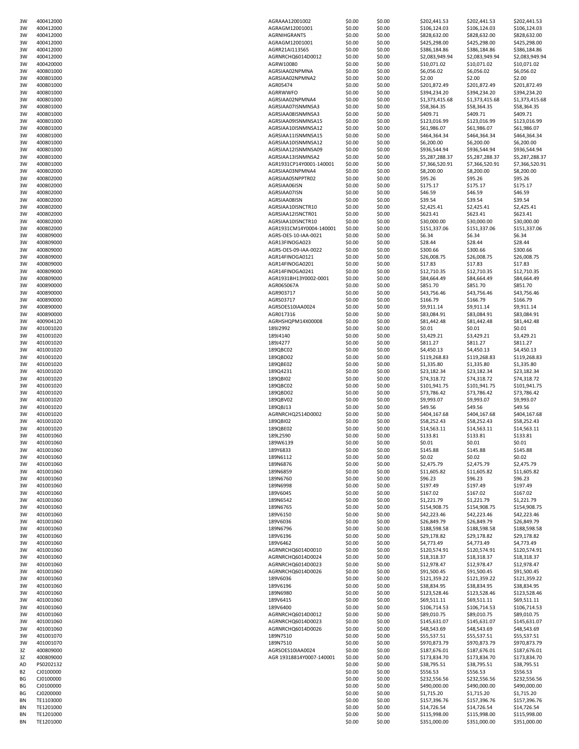| | | | | | | | |
|---|---|---|---|---|---|---|---|
| 3W | 400412000 | AGRAAA12001002 | $0.00 | $0.00 | $202,441.53 | $202,441.53 | $202,441.53 |
| 3W | 400412000 | AGRAGM12001001 | $0.00 | $0.00 | $106,124.03 | $106,124.03 | $106,124.03 |
| 3W | 400412000 | AGRNIHGRANTS | $0.00 | $0.00 | $828,632.00 | $828,632.00 | $828,632.00 |
| 3W | 400412000 | AGRAGM12001001 | $0.00 | $0.00 | $425,298.00 | $425,298.00 | $425,298.00 |
| 3W | 400412000 | AGRR21AI113565 | $0.00 | $0.00 | $386,184.86 | $386,184.86 | $386,184.86 |
| 3W | 400412000 | AGRNRCHQ6014D0012 | $0.00 | $0.00 | $2,083,949.94 | $2,083,949.94 | $2,083,949.94 |
| 3W | 400420000 | AGRW10080 | $0.00 | $0.00 | $10,071.02 | $10,071.02 | $10,071.02 |
| 3W | 400801000 | AGRSIAA02NPMNA | $0.00 | $0.00 | $6,056.02 | $6,056.02 | $6,056.02 |
| 3W | 400801000 | AGRSIAA02NPMNA2 | $0.00 | $0.00 | $2.00 | $2.00 | $2.00 |
| 3W | 400801000 | AGR05474 | $0.00 | $0.00 | $201,872.49 | $201,872.49 | $201,872.49 |
| 3W | 400801000 | AGRRWWFO | $0.00 | $0.00 | $394,234.20 | $394,234.20 | $394,234.20 |
| 3W | 400801000 | AGRSIAA02NPMNA4 | $0.00 | $0.00 | $1,373,415.68 | $1,373,415.68 | $1,373,415.68 |
| 3W | 400801000 | AGRSIAA07ISNMNSA3 | $0.00 | $0.00 | $58,364.35 | $58,364.35 | $58,364.35 |
| 3W | 400801000 | AGRSIAA08ISNMNSA3 | $0.00 | $0.00 | $409.71 | $409.71 | $409.71 |
| 3W | 400801000 | AGRSIAA09ISNMNSA15 | $0.00 | $0.00 | $123,016.99 | $123,016.99 | $123,016.99 |
| 3W | 400801000 | AGRSIAA10ISNMNSA12 | $0.00 | $0.00 | $61,986.07 | $61,986.07 | $61,986.07 |
| 3W | 400801000 | AGRSIAA11ISNMNSA15 | $0.00 | $0.00 | $464,364.34 | $464,364.34 | $464,364.34 |
| 3W | 400801000 | AGRSIAA10ISNMNSA12 | $0.00 | $0.00 | $6,200.00 | $6,200.00 | $6,200.00 |
| 3W | 400801000 | AGRSIAA12ISNMNSA09 | $0.00 | $0.00 | $936,544.94 | $936,544.94 | $936,544.94 |
| 3W | 400801000 | AGRSIAA13ISNMNSA2 | $0.00 | $0.00 | $5,287,288.37 | $5,287,288.37 | $5,287,288.37 |
| 3W | 400801000 | AGR1931CP14Y0001-140001 | $0.00 | $0.00 | $7,366,520.91 | $7,366,520.91 | $7,366,520.91 |
| 3W | 400802000 | AGRSIAA03NPMNA4 | $0.00 | $0.00 | $8,200.00 | $8,200.00 | $8,200.00 |
| 3W | 400802000 | AGRSIAA05NPPTR02 | $0.00 | $0.00 | $95.26 | $95.26 | $95.26 |
| 3W | 400802000 | AGRSIAA06ISN | $0.00 | $0.00 | $175.17 | $175.17 | $175.17 |
| 3W | 400802000 | AGRSIAA07ISN | $0.00 | $0.00 | $46.59 | $46.59 | $46.59 |
| 3W | 400802000 | AGRSIAA08ISN | $0.00 | $0.00 | $39.54 | $39.54 | $39.54 |
| 3W | 400802000 | AGRSIAA10ISNCTR10 | $0.00 | $0.00 | $2,425.41 | $2,425.41 | $2,425.41 |
| 3W | 400802000 | AGRSIAA12ISNCTR01 | $0.00 | $0.00 | $623.41 | $623.41 | $623.41 |
| 3W | 400802000 | AGRSIAA10ISNCTR10 | $0.00 | $0.00 | $30,000.00 | $30,000.00 | $30,000.00 |
| 3W | 400802000 | AGR1931CM14Y0004-140001 | $0.00 | $0.00 | $151,337.06 | $151,337.06 | $151,337.06 |
| 3W | 400809000 | AGRS-OES-10-IAA-0021 | $0.00 | $0.00 | $6.34 | $6.34 | $6.34 |
| 3W | 400809000 | AGR13FINOGA023 | $0.00 | $0.00 | $28.44 | $28.44 | $28.44 |
| 3W | 400809000 | AGRS-OES-09-IAA-0022 | $0.00 | $0.00 | $300.66 | $300.66 | $300.66 |
| 3W | 400809000 | AGR14FINOGA0121 | $0.00 | $0.00 | $26,008.75 | $26,008.75 | $26,008.75 |
| 3W | 400809000 | AGR14FINOGA0201 | $0.00 | $0.00 | $17.83 | $17.83 | $17.83 |
| 3W | 400809000 | AGR14FINOGA0241 | $0.00 | $0.00 | $12,710.35 | $12,710.35 | $12,710.35 |
| 3W | 400809000 | AGR1931BH13Y0002-0001 | $0.00 | $0.00 | $84,664.49 | $84,664.49 | $84,664.49 |
| 3W | 400890000 | AGR065067A | $0.00 | $0.00 | $851.70 | $851.70 | $851.70 |
| 3W | 400890000 | AGR903717 | $0.00 | $0.00 | $43,756.46 | $43,756.46 | $43,756.46 |
| 3W | 400890000 | AGRS03717 | $0.00 | $0.00 | $166.79 | $166.79 | $166.79 |
| 3W | 400890000 | AGRSOES10IAA0024 | $0.00 | $0.00 | $9,911.14 | $9,911.14 | $9,911.14 |
| 3W | 400890000 | AGR017316 | $0.00 | $0.00 | $83,084.91 | $83,084.91 | $83,084.91 |
| 3W | 400904120 | AGRHSHQPM14X00008 | $0.00 | $0.00 | $81,442.48 | $81,442.48 | $81,442.48 |
| 3W | 401001020 | 189J2992 | $0.00 | $0.00 | $0.01 | $0.01 | $0.01 |
| 3W | 401001020 | 189J4140 | $0.00 | $0.00 | $3,429.21 | $3,429.21 | $3,429.21 |
| 3W | 401001020 | 189J4277 | $0.00 | $0.00 | $811.27 | $811.27 | $811.27 |
| 3W | 401001020 | 189QBC02 | $0.00 | $0.00 | $4,450.13 | $4,450.13 | $4,450.13 |
| 3W | 401001020 | 189QBD02 | $0.00 | $0.00 | $119,268.83 | $119,268.83 | $119,268.83 |
| 3W | 401001020 | 189QBE02 | $0.00 | $0.00 | $1,335.80 | $1,335.80 | $1,335.80 |
| 3W | 401001020 | 189Q4231 | $0.00 | $0.00 | $23,182.34 | $23,182.34 | $23,182.34 |
| 3W | 401001020 | 189QBI02 | $0.00 | $0.00 | $74,318.72 | $74,318.72 | $74,318.72 |
| 3W | 401001020 | 189QBC02 | $0.00 | $0.00 | $101,941.75 | $101,941.75 | $101,941.75 |
| 3W | 401001020 | 189QBD02 | $0.00 | $0.00 | $73,786.42 | $73,786.42 | $73,786.42 |
| 3W | 401001020 | 189QBV02 | $0.00 | $0.00 | $9,993.07 | $9,993.07 | $9,993.07 |
| 3W | 401001020 | 189QBJ13 | $0.00 | $0.00 | $49.56 | $49.56 | $49.56 |
| 3W | 401001020 | AGRNRCHQ2514D0002 | $0.00 | $0.00 | $404,167.68 | $404,167.68 | $404,167.68 |
| 3W | 401001020 | 189QBI02 | $0.00 | $0.00 | $58,252.43 | $58,252.43 | $58,252.43 |
| 3W | 401001020 | 189QBE02 | $0.00 | $0.00 | $14,563.11 | $14,563.11 | $14,563.11 |
| 3W | 401001060 | 189L2590 | $0.00 | $0.00 | $133.81 | $133.81 | $133.81 |
| 3W | 401001060 | 189W6139 | $0.00 | $0.00 | $0.01 | $0.01 | $0.01 |
| 3W | 401001060 | 189Y6833 | $0.00 | $0.00 | $145.88 | $145.88 | $145.88 |
| 3W | 401001060 | 189N6112 | $0.00 | $0.00 | $0.02 | $0.02 | $0.02 |
| 3W | 401001060 | 189N6876 | $0.00 | $0.00 | $2,475.79 | $2,475.79 | $2,475.79 |
| 3W | 401001060 | 189N6859 | $0.00 | $0.00 | $11,605.82 | $11,605.82 | $11,605.82 |
| 3W | 401001060 | 189N6760 | $0.00 | $0.00 | $96.23 | $96.23 | $96.23 |
| 3W | 401001060 | 189N6998 | $0.00 | $0.00 | $197.49 | $197.49 | $197.49 |
| 3W | 401001060 | 189V6045 | $0.00 | $0.00 | $167.02 | $167.02 | $167.02 |
| 3W | 401001060 | 189N6542 | $0.00 | $0.00 | $1,221.79 | $1,221.79 | $1,221.79 |
| 3W | 401001060 | 189N6765 | $0.00 | $0.00 | $154,908.75 | $154,908.75 | $154,908.75 |
| 3W | 401001060 | 189V6150 | $0.00 | $0.00 | $42,223.46 | $42,223.46 | $42,223.46 |
| 3W | 401001060 | 189V6036 | $0.00 | $0.00 | $26,849.79 | $26,849.79 | $26,849.79 |
| 3W | 401001060 | 189N6796 | $0.00 | $0.00 | $188,598.58 | $188,598.58 | $188,598.58 |
| 3W | 401001060 | 189V6196 | $0.00 | $0.00 | $29,178.82 | $29,178.82 | $29,178.82 |
| 3W | 401001060 | 189V6462 | $0.00 | $0.00 | $4,773.49 | $4,773.49 | $4,773.49 |
| 3W | 401001060 | AGRNRCHQ6014D0010 | $0.00 | $0.00 | $120,574.91 | $120,574.91 | $120,574.91 |
| 3W | 401001060 | AGRNRCHQ6014D0024 | $0.00 | $0.00 | $18,318.37 | $18,318.37 | $18,318.37 |
| 3W | 401001060 | AGRNRCHQ6014D0023 | $0.00 | $0.00 | $12,978.47 | $12,978.47 | $12,978.47 |
| 3W | 401001060 | AGRNRCHQ6014D0026 | $0.00 | $0.00 | $91,500.45 | $91,500.45 | $91,500.45 |
| 3W | 401001060 | 189V6036 | $0.00 | $0.00 | $121,359.22 | $121,359.22 | $121,359.22 |
| 3W | 401001060 | 189V6196 | $0.00 | $0.00 | $38,834.95 | $38,834.95 | $38,834.95 |
| 3W | 401001060 | 189N6980 | $0.00 | $0.00 | $123,528.46 | $123,528.46 | $123,528.46 |
| 3W | 401001060 | 189V6415 | $0.00 | $0.00 | $69,511.11 | $69,511.11 | $69,511.11 |
| 3W | 401001060 | 189V6400 | $0.00 | $0.00 | $106,714.53 | $106,714.53 | $106,714.53 |
| 3W | 401001060 | AGRNRCHQ6014D0012 | $0.00 | $0.00 | $89,010.75 | $89,010.75 | $89,010.75 |
| 3W | 401001060 | AGRNRCHQ6014D0023 | $0.00 | $0.00 | $145,631.07 | $145,631.07 | $145,631.07 |
| 3W | 401001060 | AGRNRCHQ6014D0026 | $0.00 | $0.00 | $48,543.69 | $48,543.69 | $48,543.69 |
| 3W | 401001070 | 189N7510 | $0.00 | $0.00 | $55,537.51 | $55,537.51 | $55,537.51 |
| 3W | 401001070 | 189N7510 | $0.00 | $0.00 | $970,873.79 | $970,873.79 | $970,873.79 |
| 3Z | 400809000 | AGRSOES10IAA0024 | $0.00 | $0.00 | $187,676.01 | $187,676.01 | $187,676.01 |
| 3Z | 400809000 | AGR 19318814Y0007-140001 | $0.00 | $0.00 | $173,834.70 | $173,834.70 | $173,834.70 |
| AD | PS0202132 | | $0.00 | $0.00 | $38,795.51 | $38,795.51 | $38,795.51 |
| B2 | CJ0100000 | | $0.00 | $0.00 | $556.53 | $556.53 | $556.53 |
| BG | CJ0100000 | | $0.00 | $0.00 | $232,556.56 | $232,556.56 | $232,556.56 |
| BG | CJ0100000 | | $0.00 | $0.00 | $490,000.00 | $490,000.00 | $490,000.00 |
| BG | CJ0200000 | | $0.00 | $0.00 | $1,715.20 | $1,715.20 | $1,715.20 |
| BN | TE1103000 | | $0.00 | $0.00 | $157,396.76 | $157,396.76 | $157,396.76 |
| BN | TE1201000 | | $0.00 | $0.00 | $14,726.54 | $14,726.54 | $14,726.54 |
| BN | TE1201000 | | $0.00 | $0.00 | $115,998.00 | $115,998.00 | $115,998.00 |
| BN | TE1201000 | | $0.00 | $0.00 | $351,000.00 | $351,000.00 | $351,000.00 |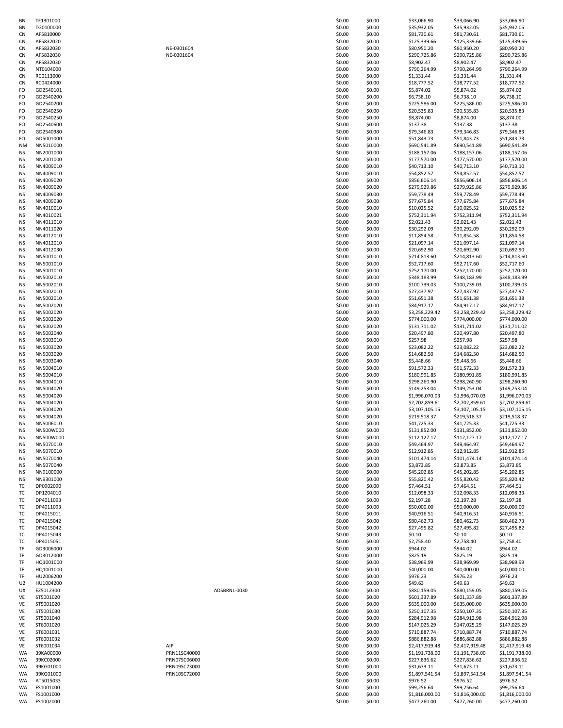| | | | | | | | | |
|---|---|---|---|---|---|---|---|---|
| BN | TE1301000 | | | $0.00 | $0.00 | $33,066.90 | $33,066.90 | $33,066.90 |
| BN | TG0100000 | | | $0.00 | $0.00 | $35,932.05 | $35,932.05 | $35,932.05 |
| CN | AF5810000 | | | $0.00 | $0.00 | $81,730.61 | $81,730.61 | $81,730.61 |
| CN | AF5832020 | | | $0.00 | $0.00 | $125,339.66 | $125,339.66 | $125,339.66 |
| CN | AF5832030 | NE-0301604 | | $0.00 | $0.00 | $80,950.20 | $80,950.20 | $80,950.20 |
| CN | AF5832030 | NE-0301604 | | $0.00 | $0.00 | $290,725.86 | $290,725.86 | $290,725.86 |
| CN | AF5832030 | | | $0.00 | $0.00 | $8,902.47 | $8,902.47 | $8,902.47 |
| CN | NT0104000 | | | $0.00 | $0.00 | $790,264.99 | $790,264.99 | $790,264.99 |
| CN | RC0113000 | | | $0.00 | $0.00 | $1,331.44 | $1,331.44 | $1,331.44 |
| CN | RC0424000 | | | $0.00 | $0.00 | $18,777.52 | $18,777.52 | $18,777.52 |
| FO | GD2540101 | | | $0.00 | $0.00 | $5,874.02 | $5,874.02 | $5,874.02 |
| FO | GD2540200 | | | $0.00 | $0.00 | $6,738.10 | $6,738.10 | $6,738.10 |
| FO | GD2540200 | | | $0.00 | $0.00 | $225,586.00 | $225,586.00 | $225,586.00 |
| FO | GD2540250 | | | $0.00 | $0.00 | $20,535.83 | $20,535.83 | $20,535.83 |
| FO | GD2540250 | | | $0.00 | $0.00 | $8,874.00 | $8,874.00 | $8,874.00 |
| FO | GD2540600 | | | $0.00 | $0.00 | $137.38 | $137.38 | $137.38 |
| FO | GD2540980 | | | $0.00 | $0.00 | $79,346.83 | $79,346.83 | $79,346.83 |
| FO | GD5001000 | | | $0.00 | $0.00 | $51,843.73 | $51,843.73 | $51,843.73 |
| NM | NN5010000 | | | $0.00 | $0.00 | $690,541.89 | $690,541.89 | $690,541.89 |
| NS | NN2001000 | | | $0.00 | $0.00 | $188,157.06 | $188,157.06 | $188,157.06 |
| NS | NN2001000 | | | $0.00 | $0.00 | $177,570.00 | $177,570.00 | $177,570.00 |
| NS | NN4009010 | | | $0.00 | $0.00 | $40,713.10 | $40,713.10 | $40,713.10 |
| NS | NN4009010 | | | $0.00 | $0.00 | $54,852.57 | $54,852.57 | $54,852.57 |
| NS | NN4009020 | | | $0.00 | $0.00 | $856,606.14 | $856,606.14 | $856,606.14 |
| NS | NN4009020 | | | $0.00 | $0.00 | $279,929.86 | $279,929.86 | $279,929.86 |
| NS | NN4009030 | | | $0.00 | $0.00 | $59,778.49 | $59,778.49 | $59,778.49 |
| NS | NN4009030 | | | $0.00 | $0.00 | $77,675.84 | $77,675.84 | $77,675.84 |
| NS | NN4010010 | | | $0.00 | $0.00 | $10,025.52 | $10,025.52 | $10,025.52 |
| NS | NN4010021 | | | $0.00 | $0.00 | $752,311.94 | $752,311.94 | $752,311.94 |
| NS | NN4011010 | | | $0.00 | $0.00 | $2,021.43 | $2,021.43 | $2,021.43 |
| NS | NN4011020 | | | $0.00 | $0.00 | $30,292.09 | $30,292.09 | $30,292.09 |
| NS | NN4012010 | | | $0.00 | $0.00 | $11,854.58 | $11,854.58 | $11,854.58 |
| NS | NN4012010 | | | $0.00 | $0.00 | $21,097.14 | $21,097.14 | $21,097.14 |
| NS | NN4012030 | | | $0.00 | $0.00 | $20,692.90 | $20,692.90 | $20,692.90 |
| NS | NN5001010 | | | $0.00 | $0.00 | $214,813.60 | $214,813.60 | $214,813.60 |
| NS | NN5001010 | | | $0.00 | $0.00 | $52,717.60 | $52,717.60 | $52,717.60 |
| NS | NN5001010 | | | $0.00 | $0.00 | $252,170.00 | $252,170.00 | $252,170.00 |
| NS | NN5002010 | | | $0.00 | $0.00 | $348,183.99 | $348,183.99 | $348,183.99 |
| NS | NN5002010 | | | $0.00 | $0.00 | $100,739.03 | $100,739.03 | $100,739.03 |
| NS | NN5002010 | | | $0.00 | $0.00 | $27,437.97 | $27,437.97 | $27,437.97 |
| NS | NN5002010 | | | $0.00 | $0.00 | $51,651.38 | $51,651.38 | $51,651.38 |
| NS | NN5002020 | | | $0.00 | $0.00 | $84,917.17 | $84,917.17 | $84,917.17 |
| NS | NN5002020 | | | $0.00 | $0.00 | $3,258,229.42 | $3,258,229.42 | $3,258,229.42 |
| NS | NN5002020 | | | $0.00 | $0.00 | $774,000.00 | $774,000.00 | $774,000.00 |
| NS | NN5002020 | | | $0.00 | $0.00 | $131,711.02 | $131,711.02 | $131,711.02 |
| NS | NN5002040 | | | $0.00 | $0.00 | $20,497.80 | $20,497.80 | $20,497.80 |
| NS | NN5003010 | | | $0.00 | $0.00 | $257.98 | $257.98 | $257.98 |
| NS | NN5003020 | | | $0.00 | $0.00 | $23,082.22 | $23,082.22 | $23,082.22 |
| NS | NN5003020 | | | $0.00 | $0.00 | $14,682.50 | $14,682.50 | $14,682.50 |
| NS | NN5003040 | | | $0.00 | $0.00 | $5,448.66 | $5,448.66 | $5,448.66 |
| NS | NN5004010 | | | $0.00 | $0.00 | $91,572.33 | $91,572.33 | $91,572.33 |
| NS | NN5004010 | | | $0.00 | $0.00 | $180,991.85 | $180,991.85 | $180,991.85 |
| NS | NN5004010 | | | $0.00 | $0.00 | $298,260.90 | $298,260.90 | $298,260.90 |
| NS | NN5004020 | | | $0.00 | $0.00 | $149,253.04 | $149,253.04 | $149,253.04 |
| NS | NN5004020 | | | $0.00 | $0.00 | $1,996,070.03 | $1,996,070.03 | $1,996,070.03 |
| NS | NN5004020 | | | $0.00 | $0.00 | $2,702,859.61 | $2,702,859.61 | $2,702,859.61 |
| NS | NN5004020 | | | $0.00 | $0.00 | $3,107,105.15 | $3,107,105.15 | $3,107,105.15 |
| NS | NN5004020 | | | $0.00 | $0.00 | $219,518.37 | $219,518.37 | $219,518.37 |
| NS | NN5006010 | | | $0.00 | $0.00 | $41,725.33 | $41,725.33 | $41,725.33 |
| NS | NN500W000 | | | $0.00 | $0.00 | $131,852.00 | $131,852.00 | $131,852.00 |
| NS | NN500W000 | | | $0.00 | $0.00 | $112,127.17 | $112,127.17 | $112,127.17 |
| NS | NN5070010 | | | $0.00 | $0.00 | $49,464.97 | $49,464.97 | $49,464.97 |
| NS | NN5070010 | | | $0.00 | $0.00 | $12,912.85 | $12,912.85 | $12,912.85 |
| NS | NN5070040 | | | $0.00 | $0.00 | $101,474.14 | $101,474.14 | $101,474.14 |
| NS | NN5070040 | | | $0.00 | $0.00 | $3,873.85 | $3,873.85 | $3,873.85 |
| NS | NN9100000 | | | $0.00 | $0.00 | $45,202.85 | $45,202.85 | $45,202.85 |
| NS | NN9301000 | | | $0.00 | $0.00 | $55,820.42 | $55,820.42 | $55,820.42 |
| TC | DP0902090 | | | $0.00 | $0.00 | $7,464.51 | $7,464.51 | $7,464.51 |
| TC | DP1204010 | | | $0.00 | $0.00 | $12,098.33 | $12,098.33 | $12,098.33 |
| TC | DP4011093 | | | $0.00 | $0.00 | $2,197.28 | $2,197.28 | $2,197.28 |
| TC | DP4011093 | | | $0.00 | $0.00 | $50,000.00 | $50,000.00 | $50,000.00 |
| TC | DP4015011 | | | $0.00 | $0.00 | $40,916.51 | $40,916.51 | $40,916.51 |
| TC | DP4015042 | | | $0.00 | $0.00 | $80,462.73 | $80,462.73 | $80,462.73 |
| TC | DP4015042 | | | $0.00 | $0.00 | $27,495.82 | $27,495.82 | $27,495.82 |
| TC | DP4015043 | | | $0.00 | $0.00 | $0.10 | $0.10 | $0.10 |
| TC | DP4015051 | | | $0.00 | $0.00 | $2,758.40 | $2,758.40 | $2,758.40 |
| TF | GD3006000 | | | $0.00 | $0.00 | $944.02 | $944.02 | $944.02 |
| TF | GD3012000 | | | $0.00 | $0.00 | $825.19 | $825.19 | $825.19 |
| TF | HQ1001000 | | | $0.00 | $0.00 | $38,969.99 | $38,969.99 | $38,969.99 |
| TF | HQ1001000 | | | $0.00 | $0.00 | $40,000.00 | $40,000.00 | $40,000.00 |
| TF | HU2006200 | | | $0.00 | $0.00 | $976.23 | $976.23 | $976.23 |
| U2 | HU1004200 | | | $0.00 | $0.00 | $49.63 | $49.63 | $49.63 |
| UX | EZ5012300 | | ADSBRNL-0030 | $0.00 | $0.00 | $880,159.05 | $880,159.05 | $880,159.05 |
| VE | ST5001020 | | | $0.00 | $0.00 | $601,337.89 | $601,337.89 | $601,337.89 |
| VE | ST5001020 | | | $0.00 | $0.00 | $635,000.00 | $635,000.00 | $635,000.00 |
| VE | ST5001030 | | | $0.00 | $0.00 | $250,107.35 | $250,107.35 | $250,107.35 |
| VE | ST5001040 | | | $0.00 | $0.00 | $284,912.98 | $284,912.98 | $284,912.98 |
| VE | ST6001020 | | | $0.00 | $0.00 | $147,025.29 | $147,025.29 | $147,025.29 |
| VE | ST6001031 | | | $0.00 | $0.00 | $710,887.74 | $710,887.74 | $710,887.74 |
| VE | ST6001032 | | | $0.00 | $0.00 | $886,882.88 | $886,882.88 | $886,882.88 |
| VE | ST6001034 | AIP | | $0.00 | $0.00 | $2,417,919.48 | $2,417,919.48 | $2,417,919.48 |
| WA | 39KA00000 | PRN11SC40000 | | $0.00 | $0.00 | $1,191,738.00 | $1,191,738.00 | $1,191,738.00 |
| WA | 39KC02000 | PRN07SC06000 | | $0.00 | $0.00 | $227,836.62 | $227,836.62 | $227,836.62 |
| WA | 39KG01000 | PRN09SC73000 | | $0.00 | $0.00 | $31,673.11 | $31,673.11 | $31,673.11 |
| WA | 39KG01000 | PRN10SC72000 | | $0.00 | $0.00 | $1,897,541.54 | $1,897,541.54 | $1,897,541.54 |
| WA | AT5015033 | | | $0.00 | $0.00 | $976.52 | $976.52 | $976.52 |
| WA | FS1001000 | | | $0.00 | $0.00 | $99,256.64 | $99,256.64 | $99,256.64 |
| WA | FS1001000 | | | $0.00 | $0.00 | $1,816,000.00 | $1,816,000.00 | $1,816,000.00 |
| WA | FS1002000 | | | $0.00 | $0.00 | $477,260.00 | $477,260.00 | $477,260.00 |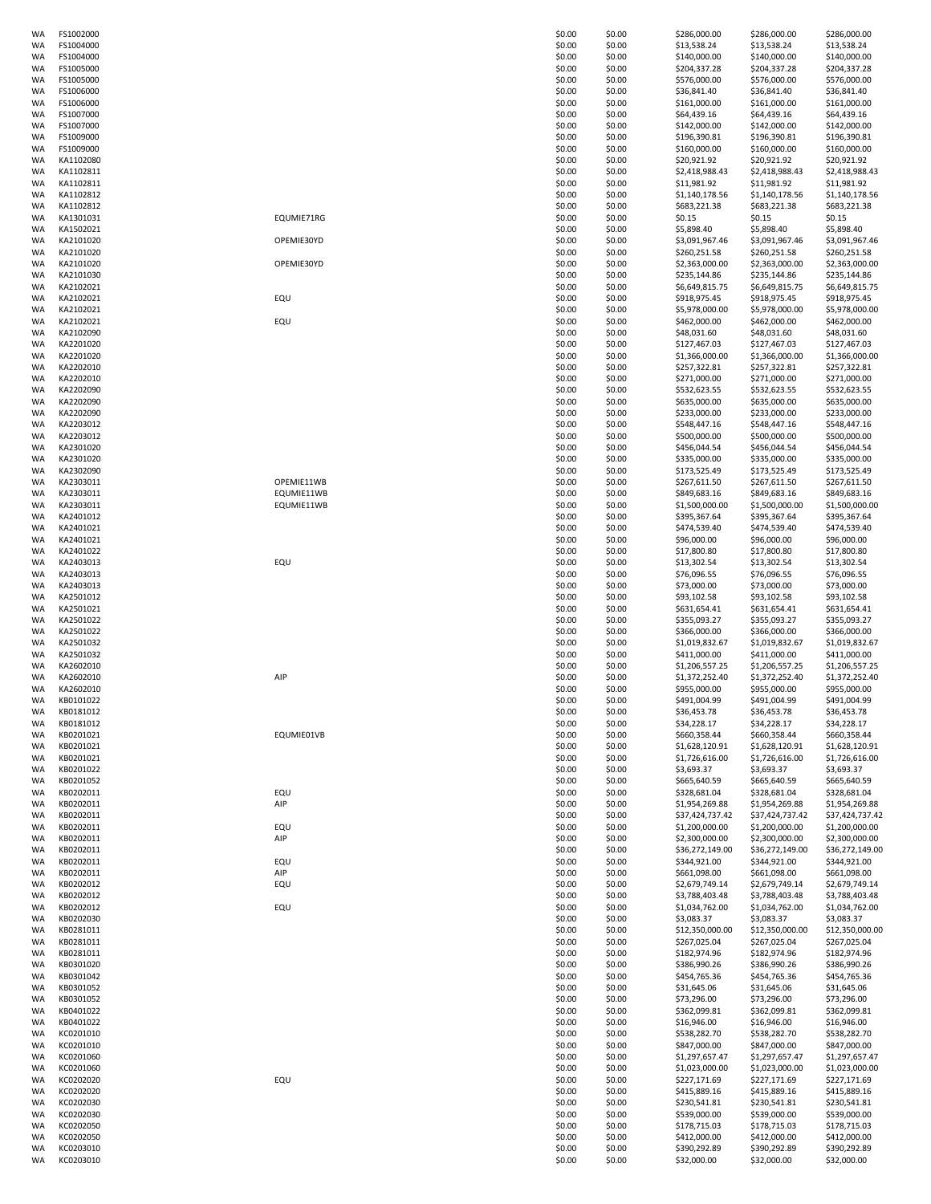| | | | | | | | |
|---|---|---|---|---|---|---|---|
| WA | FS1002000 | | $0.00 | $0.00 | $286,000.00 | $286,000.00 | $286,000.00 |
| WA | FS1004000 | | $0.00 | $0.00 | $13,538.24 | $13,538.24 | $13,538.24 |
| WA | FS1004000 | | $0.00 | $0.00 | $140,000.00 | $140,000.00 | $140,000.00 |
| WA | FS1005000 | | $0.00 | $0.00 | $204,337.28 | $204,337.28 | $204,337.28 |
| WA | FS1005000 | | $0.00 | $0.00 | $576,000.00 | $576,000.00 | $576,000.00 |
| WA | FS1006000 | | $0.00 | $0.00 | $36,841.40 | $36,841.40 | $36,841.40 |
| WA | FS1006000 | | $0.00 | $0.00 | $161,000.00 | $161,000.00 | $161,000.00 |
| WA | FS1007000 | | $0.00 | $0.00 | $64,439.16 | $64,439.16 | $64,439.16 |
| WA | FS1007000 | | $0.00 | $0.00 | $142,000.00 | $142,000.00 | $142,000.00 |
| WA | FS1009000 | | $0.00 | $0.00 | $196,390.81 | $196,390.81 | $196,390.81 |
| WA | FS1009000 | | $0.00 | $0.00 | $160,000.00 | $160,000.00 | $160,000.00 |
| WA | KA1102080 | | $0.00 | $0.00 | $20,921.92 | $20,921.92 | $20,921.92 |
| WA | KA1102811 | | $0.00 | $0.00 | $2,418,988.43 | $2,418,988.43 | $2,418,988.43 |
| WA | KA1102811 | | $0.00 | $0.00 | $11,981.92 | $11,981.92 | $11,981.92 |
| WA | KA1102812 | | $0.00 | $0.00 | $1,140,178.56 | $1,140,178.56 | $1,140,178.56 |
| WA | KA1102812 | | $0.00 | $0.00 | $683,221.38 | $683,221.38 | $683,221.38 |
| WA | KA1301031 | EQUMIE71RG | $0.00 | $0.00 | $0.15 | $0.15 | $0.15 |
| WA | KA1502021 | | $0.00 | $0.00 | $5,898.40 | $5,898.40 | $5,898.40 |
| WA | KA2101020 | OPEMIE30YD | $0.00 | $0.00 | $3,091,967.46 | $3,091,967.46 | $3,091,967.46 |
| WA | KA2101020 | | $0.00 | $0.00 | $260,251.58 | $260,251.58 | $260,251.58 |
| WA | KA2101020 | OPEMIE30YD | $0.00 | $0.00 | $2,363,000.00 | $2,363,000.00 | $2,363,000.00 |
| WA | KA2101030 | | $0.00 | $0.00 | $235,144.86 | $235,144.86 | $235,144.86 |
| WA | KA2102021 | | $0.00 | $0.00 | $6,649,815.75 | $6,649,815.75 | $6,649,815.75 |
| WA | KA2102021 | EQU | $0.00 | $0.00 | $918,975.45 | $918,975.45 | $918,975.45 |
| WA | KA2102021 | | $0.00 | $0.00 | $5,978,000.00 | $5,978,000.00 | $5,978,000.00 |
| WA | KA2102021 | EQU | $0.00 | $0.00 | $462,000.00 | $462,000.00 | $462,000.00 |
| WA | KA2102090 | | $0.00 | $0.00 | $48,031.60 | $48,031.60 | $48,031.60 |
| WA | KA2201020 | | $0.00 | $0.00 | $127,467.03 | $127,467.03 | $127,467.03 |
| WA | KA2201020 | | $0.00 | $0.00 | $1,366,000.00 | $1,366,000.00 | $1,366,000.00 |
| WA | KA2202010 | | $0.00 | $0.00 | $257,322.81 | $257,322.81 | $257,322.81 |
| WA | KA2202010 | | $0.00 | $0.00 | $271,000.00 | $271,000.00 | $271,000.00 |
| WA | KA2202090 | | $0.00 | $0.00 | $532,623.55 | $532,623.55 | $532,623.55 |
| WA | KA2202090 | | $0.00 | $0.00 | $635,000.00 | $635,000.00 | $635,000.00 |
| WA | KA2202090 | | $0.00 | $0.00 | $233,000.00 | $233,000.00 | $233,000.00 |
| WA | KA2203012 | | $0.00 | $0.00 | $548,447.16 | $548,447.16 | $548,447.16 |
| WA | KA2203012 | | $0.00 | $0.00 | $500,000.00 | $500,000.00 | $500,000.00 |
| WA | KA2301020 | | $0.00 | $0.00 | $456,044.54 | $456,044.54 | $456,044.54 |
| WA | KA2301020 | | $0.00 | $0.00 | $335,000.00 | $335,000.00 | $335,000.00 |
| WA | KA2302090 | | $0.00 | $0.00 | $173,525.49 | $173,525.49 | $173,525.49 |
| WA | KA2303011 | OPEMIE11WB | $0.00 | $0.00 | $267,611.50 | $267,611.50 | $267,611.50 |
| WA | KA2303011 | EQUMIE11WB | $0.00 | $0.00 | $849,683.16 | $849,683.16 | $849,683.16 |
| WA | KA2303011 | EQUMIE11WB | $0.00 | $0.00 | $1,500,000.00 | $1,500,000.00 | $1,500,000.00 |
| WA | KA2401012 | | $0.00 | $0.00 | $395,367.64 | $395,367.64 | $395,367.64 |
| WA | KA2401021 | | $0.00 | $0.00 | $474,539.40 | $474,539.40 | $474,539.40 |
| WA | KA2401021 | | $0.00 | $0.00 | $96,000.00 | $96,000.00 | $96,000.00 |
| WA | KA2401022 | | $0.00 | $0.00 | $17,800.80 | $17,800.80 | $17,800.80 |
| WA | KA2403013 | EQU | $0.00 | $0.00 | $13,302.54 | $13,302.54 | $13,302.54 |
| WA | KA2403013 | | $0.00 | $0.00 | $76,096.55 | $76,096.55 | $76,096.55 |
| WA | KA2403013 | | $0.00 | $0.00 | $73,000.00 | $73,000.00 | $73,000.00 |
| WA | KA2501012 | | $0.00 | $0.00 | $93,102.58 | $93,102.58 | $93,102.58 |
| WA | KA2501021 | | $0.00 | $0.00 | $631,654.41 | $631,654.41 | $631,654.41 |
| WA | KA2501022 | | $0.00 | $0.00 | $355,093.27 | $355,093.27 | $355,093.27 |
| WA | KA2501022 | | $0.00 | $0.00 | $366,000.00 | $366,000.00 | $366,000.00 |
| WA | KA2501032 | | $0.00 | $0.00 | $1,019,832.67 | $1,019,832.67 | $1,019,832.67 |
| WA | KA2501032 | | $0.00 | $0.00 | $411,000.00 | $411,000.00 | $411,000.00 |
| WA | KA2602010 | | $0.00 | $0.00 | $1,206,557.25 | $1,206,557.25 | $1,206,557.25 |
| WA | KA2602010 | AIP | $0.00 | $0.00 | $1,372,252.40 | $1,372,252.40 | $1,372,252.40 |
| WA | KA2602010 | | $0.00 | $0.00 | $955,000.00 | $955,000.00 | $955,000.00 |
| WA | KB0101022 | | $0.00 | $0.00 | $491,004.99 | $491,004.99 | $491,004.99 |
| WA | KB0181012 | | $0.00 | $0.00 | $36,453.78 | $36,453.78 | $36,453.78 |
| WA | KB0181012 | | $0.00 | $0.00 | $34,228.17 | $34,228.17 | $34,228.17 |
| WA | KB0201021 | EQUMIE01VB | $0.00 | $0.00 | $660,358.44 | $660,358.44 | $660,358.44 |
| WA | KB0201021 | | $0.00 | $0.00 | $1,628,120.91 | $1,628,120.91 | $1,628,120.91 |
| WA | KB0201021 | | $0.00 | $0.00 | $1,726,616.00 | $1,726,616.00 | $1,726,616.00 |
| WA | KB0201022 | | $0.00 | $0.00 | $3,693.37 | $3,693.37 | $3,693.37 |
| WA | KB0201052 | | $0.00 | $0.00 | $665,640.59 | $665,640.59 | $665,640.59 |
| WA | KB0202011 | EQU | $0.00 | $0.00 | $328,681.04 | $328,681.04 | $328,681.04 |
| WA | KB0202011 | AIP | $0.00 | $0.00 | $1,954,269.88 | $1,954,269.88 | $1,954,269.88 |
| WA | KB0202011 | | $0.00 | $0.00 | $37,424,737.42 | $37,424,737.42 | $37,424,737.42 |
| WA | KB0202011 | EQU | $0.00 | $0.00 | $1,200,000.00 | $1,200,000.00 | $1,200,000.00 |
| WA | KB0202011 | AIP | $0.00 | $0.00 | $2,300,000.00 | $2,300,000.00 | $2,300,000.00 |
| WA | KB0202011 | | $0.00 | $0.00 | $36,272,149.00 | $36,272,149.00 | $36,272,149.00 |
| WA | KB0202011 | EQU | $0.00 | $0.00 | $344,921.00 | $344,921.00 | $344,921.00 |
| WA | KB0202011 | AIP | $0.00 | $0.00 | $661,098.00 | $661,098.00 | $661,098.00 |
| WA | KB0202012 | EQU | $0.00 | $0.00 | $2,679,749.14 | $2,679,749.14 | $2,679,749.14 |
| WA | KB0202012 | | $0.00 | $0.00 | $3,788,403.48 | $3,788,403.48 | $3,788,403.48 |
| WA | KB0202012 | EQU | $0.00 | $0.00 | $1,034,762.00 | $1,034,762.00 | $1,034,762.00 |
| WA | KB0202030 | | $0.00 | $0.00 | $3,083.37 | $3,083.37 | $3,083.37 |
| WA | KB0281011 | | $0.00 | $0.00 | $12,350,000.00 | $12,350,000.00 | $12,350,000.00 |
| WA | KB0281011 | | $0.00 | $0.00 | $267,025.04 | $267,025.04 | $267,025.04 |
| WA | KB0281011 | | $0.00 | $0.00 | $182,974.96 | $182,974.96 | $182,974.96 |
| WA | KB0301020 | | $0.00 | $0.00 | $386,990.26 | $386,990.26 | $386,990.26 |
| WA | KB0301042 | | $0.00 | $0.00 | $454,765.36 | $454,765.36 | $454,765.36 |
| WA | KB0301052 | | $0.00 | $0.00 | $31,645.06 | $31,645.06 | $31,645.06 |
| WA | KB0301052 | | $0.00 | $0.00 | $73,296.00 | $73,296.00 | $73,296.00 |
| WA | KB0401022 | | $0.00 | $0.00 | $362,099.81 | $362,099.81 | $362,099.81 |
| WA | KB0401022 | | $0.00 | $0.00 | $16,946.00 | $16,946.00 | $16,946.00 |
| WA | KC0201010 | | $0.00 | $0.00 | $538,282.70 | $538,282.70 | $538,282.70 |
| WA | KC0201010 | | $0.00 | $0.00 | $847,000.00 | $847,000.00 | $847,000.00 |
| WA | KC0201060 | | $0.00 | $0.00 | $1,297,657.47 | $1,297,657.47 | $1,297,657.47 |
| WA | KC0201060 | | $0.00 | $0.00 | $1,023,000.00 | $1,023,000.00 | $1,023,000.00 |
| WA | KC0202020 | EQU | $0.00 | $0.00 | $227,171.69 | $227,171.69 | $227,171.69 |
| WA | KC0202020 | | $0.00 | $0.00 | $415,889.16 | $415,889.16 | $415,889.16 |
| WA | KC0202030 | | $0.00 | $0.00 | $230,541.81 | $230,541.81 | $230,541.81 |
| WA | KC0202030 | | $0.00 | $0.00 | $539,000.00 | $539,000.00 | $539,000.00 |
| WA | KC0202050 | | $0.00 | $0.00 | $178,715.03 | $178,715.03 | $178,715.03 |
| WA | KC0202050 | | $0.00 | $0.00 | $412,000.00 | $412,000.00 | $412,000.00 |
| WA | KC0203010 | | $0.00 | $0.00 | $390,292.89 | $390,292.89 | $390,292.89 |
| WA | KC0203010 | | $0.00 | $0.00 | $32,000.00 | $32,000.00 | $32,000.00 |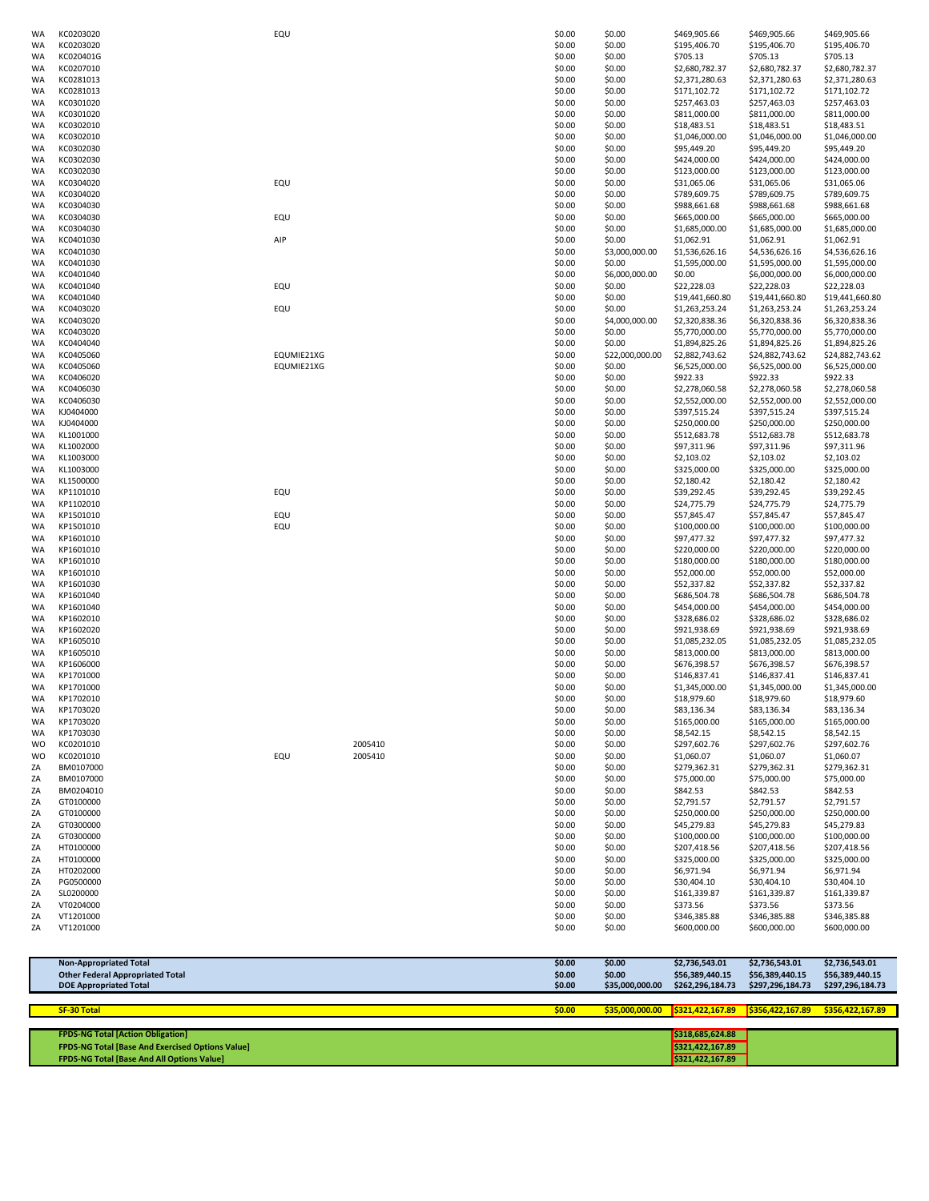| | | | | | | | | |
|---|---|---|---|---|---|---|---|---|
| WA | KC0203020 | EQU | | $0.00 | $0.00 | $469,905.66 | $469,905.66 | $469,905.66 |
| WA | KC0203020 | | | $0.00 | $0.00 | $195,406.70 | $195,406.70 | $195,406.70 |
| WA | KC020401G | | | $0.00 | $0.00 | $705.13 | $705.13 | $705.13 |
| WA | KC0207010 | | | $0.00 | $0.00 | $2,680,782.37 | $2,680,782.37 | $2,680,782.37 |
| WA | KC0281013 | | | $0.00 | $0.00 | $2,371,280.63 | $2,371,280.63 | $2,371,280.63 |
| WA | KC0281013 | | | $0.00 | $0.00 | $171,102.72 | $171,102.72 | $171,102.72 |
| WA | KC0301020 | | | $0.00 | $0.00 | $257,463.03 | $257,463.03 | $257,463.03 |
| WA | KC0301020 | | | $0.00 | $0.00 | $811,000.00 | $811,000.00 | $811,000.00 |
| WA | KC0302010 | | | $0.00 | $0.00 | $18,483.51 | $18,483.51 | $18,483.51 |
| WA | KC0302010 | | | $0.00 | $0.00 | $1,046,000.00 | $1,046,000.00 | $1,046,000.00 |
| WA | KC0302030 | | | $0.00 | $0.00 | $95,449.20 | $95,449.20 | $95,449.20 |
| WA | KC0302030 | | | $0.00 | $0.00 | $424,000.00 | $424,000.00 | $424,000.00 |
| WA | KC0302030 | | | $0.00 | $0.00 | $123,000.00 | $123,000.00 | $123,000.00 |
| WA | KC0304020 | EQU | | $0.00 | $0.00 | $31,065.06 | $31,065.06 | $31,065.06 |
| WA | KC0304020 | | | $0.00 | $0.00 | $789,609.75 | $789,609.75 | $789,609.75 |
| WA | KC0304030 | | | $0.00 | $0.00 | $988,661.68 | $988,661.68 | $988,661.68 |
| WA | KC0304030 | EQU | | $0.00 | $0.00 | $665,000.00 | $665,000.00 | $665,000.00 |
| WA | KC0304030 | | | $0.00 | $0.00 | $1,685,000.00 | $1,685,000.00 | $1,685,000.00 |
| WA | KC0401030 | AIP | | $0.00 | $0.00 | $1,062.91 | $1,062.91 | $1,062.91 |
| WA | KC0401030 | | | $0.00 | $3,000,000.00 | $1,536,626.16 | $4,536,626.16 | $4,536,626.16 |
| WA | KC0401030 | | | $0.00 | $0.00 | $1,595,000.00 | $1,595,000.00 | $1,595,000.00 |
| WA | KC0401040 | | | $0.00 | $6,000,000.00 | $0.00 | $6,000,000.00 | $6,000,000.00 |
| WA | KC0401040 | EQU | | $0.00 | $0.00 | $22,228.03 | $22,228.03 | $22,228.03 |
| WA | KC0401040 | | | $0.00 | $0.00 | $19,441,660.80 | $19,441,660.80 | $19,441,660.80 |
| WA | KC0403020 | EQU | | $0.00 | $0.00 | $1,263,253.24 | $1,263,253.24 | $1,263,253.24 |
| WA | KC0403020 | | | $0.00 | $4,000,000.00 | $2,320,838.36 | $6,320,838.36 | $6,320,838.36 |
| WA | KC0403020 | | | $0.00 | $0.00 | $5,770,000.00 | $5,770,000.00 | $5,770,000.00 |
| WA | KC0404040 | | | $0.00 | $0.00 | $1,894,825.26 | $1,894,825.26 | $1,894,825.26 |
| WA | KC0405060 | EQUMIE21XG | | $0.00 | $22,000,000.00 | $2,882,743.62 | $24,882,743.62 | $24,882,743.62 |
| WA | KC0405060 | EQUMIE21XG | | $0.00 | $0.00 | $6,525,000.00 | $6,525,000.00 | $6,525,000.00 |
| WA | KC0406020 | | | $0.00 | $0.00 | $922.33 | $922.33 | $922.33 |
| WA | KC0406030 | | | $0.00 | $0.00 | $2,278,060.58 | $2,278,060.58 | $2,278,060.58 |
| WA | KC0406030 | | | $0.00 | $0.00 | $2,552,000.00 | $2,552,000.00 | $2,552,000.00 |
| WA | KJ0404000 | | | $0.00 | $0.00 | $397,515.24 | $397,515.24 | $397,515.24 |
| WA | KJ0404000 | | | $0.00 | $0.00 | $250,000.00 | $250,000.00 | $250,000.00 |
| WA | KL1001000 | | | $0.00 | $0.00 | $512,683.78 | $512,683.78 | $512,683.78 |
| WA | KL1002000 | | | $0.00 | $0.00 | $97,311.96 | $97,311.96 | $97,311.96 |
| WA | KL1003000 | | | $0.00 | $0.00 | $2,103.02 | $2,103.02 | $2,103.02 |
| WA | KL1003000 | | | $0.00 | $0.00 | $325,000.00 | $325,000.00 | $325,000.00 |
| WA | KL1500000 | | | $0.00 | $0.00 | $2,180.42 | $2,180.42 | $2,180.42 |
| WA | KP1101010 | EQU | | $0.00 | $0.00 | $39,292.45 | $39,292.45 | $39,292.45 |
| WA | KP1102010 | | | $0.00 | $0.00 | $24,775.79 | $24,775.79 | $24,775.79 |
| WA | KP1501010 | EQU | | $0.00 | $0.00 | $57,845.47 | $57,845.47 | $57,845.47 |
| WA | KP1501010 | EQU | | $0.00 | $0.00 | $100,000.00 | $100,000.00 | $100,000.00 |
| WA | KP1601010 | | | $0.00 | $0.00 | $97,477.32 | $97,477.32 | $97,477.32 |
| WA | KP1601010 | | | $0.00 | $0.00 | $220,000.00 | $220,000.00 | $220,000.00 |
| WA | KP1601010 | | | $0.00 | $0.00 | $180,000.00 | $180,000.00 | $180,000.00 |
| WA | KP1601010 | | | $0.00 | $0.00 | $52,000.00 | $52,000.00 | $52,000.00 |
| WA | KP1601030 | | | $0.00 | $0.00 | $52,337.82 | $52,337.82 | $52,337.82 |
| WA | KP1601040 | | | $0.00 | $0.00 | $686,504.78 | $686,504.78 | $686,504.78 |
| WA | KP1601040 | | | $0.00 | $0.00 | $454,000.00 | $454,000.00 | $454,000.00 |
| WA | KP1602010 | | | $0.00 | $0.00 | $328,686.02 | $328,686.02 | $328,686.02 |
| WA | KP1602020 | | | $0.00 | $0.00 | $921,938.69 | $921,938.69 | $921,938.69 |
| WA | KP1605010 | | | $0.00 | $0.00 | $1,085,232.05 | $1,085,232.05 | $1,085,232.05 |
| WA | KP1605010 | | | $0.00 | $0.00 | $813,000.00 | $813,000.00 | $813,000.00 |
| WA | KP1606000 | | | $0.00 | $0.00 | $676,398.57 | $676,398.57 | $676,398.57 |
| WA | KP1701000 | | | $0.00 | $0.00 | $146,837.41 | $146,837.41 | $146,837.41 |
| WA | KP1701000 | | | $0.00 | $0.00 | $1,345,000.00 | $1,345,000.00 | $1,345,000.00 |
| WA | KP1702010 | | | $0.00 | $0.00 | $18,979.60 | $18,979.60 | $18,979.60 |
| WA | KP1703020 | | | $0.00 | $0.00 | $83,136.34 | $83,136.34 | $83,136.34 |
| WA | KP1703020 | | | $0.00 | $0.00 | $165,000.00 | $165,000.00 | $165,000.00 |
| WA | KP1703030 | | | $0.00 | $0.00 | $8,542.15 | $8,542.15 | $8,542.15 |
| WO | KC0201010 | | 2005410 | $0.00 | $0.00 | $297,602.76 | $297,602.76 | $297,602.76 |
| WO | KC0201010 | EQU | 2005410 | $0.00 | $0.00 | $1,060.07 | $1,060.07 | $1,060.07 |
| ZA | BM0107000 | | | $0.00 | $0.00 | $279,362.31 | $279,362.31 | $279,362.31 |
| ZA | BM0107000 | | | $0.00 | $0.00 | $75,000.00 | $75,000.00 | $75,000.00 |
| ZA | BM0204010 | | | $0.00 | $0.00 | $842.53 | $842.53 | $842.53 |
| ZA | GT0100000 | | | $0.00 | $0.00 | $2,791.57 | $2,791.57 | $2,791.57 |
| ZA | GT0100000 | | | $0.00 | $0.00 | $250,000.00 | $250,000.00 | $250,000.00 |
| ZA | GT0300000 | | | $0.00 | $0.00 | $45,279.83 | $45,279.83 | $45,279.83 |
| ZA | GT0300000 | | | $0.00 | $0.00 | $100,000.00 | $100,000.00 | $100,000.00 |
| ZA | HT0100000 | | | $0.00 | $0.00 | $207,418.56 | $207,418.56 | $207,418.56 |
| ZA | HT0100000 | | | $0.00 | $0.00 | $325,000.00 | $325,000.00 | $325,000.00 |
| ZA | HT0202000 | | | $0.00 | $0.00 | $6,971.94 | $6,971.94 | $6,971.94 |
| ZA | PG0500000 | | | $0.00 | $0.00 | $30,404.10 | $30,404.10 | $30,404.10 |
| ZA | SL0200000 | | | $0.00 | $0.00 | $161,339.87 | $161,339.87 | $161,339.87 |
| ZA | VT0204000 | | | $0.00 | $0.00 | $373.56 | $373.56 | $373.56 |
| ZA | VT1201000 | | | $0.00 | $0.00 | $346,385.88 | $346,385.88 | $346,385.88 |
| ZA | VT1201000 | | | $0.00 | $0.00 | $600,000.00 | $600,000.00 | $600,000.00 |

| | | | | | |
|---|---|---|---|---|---|
| **Non-Appropriated Total** | **$0.00** | **$0.00** | **$2,736,543.01** | **$2,736,543.01** | **$2,736,543.01** |
| **Other Federal Appropriated Total** | **$0.00** | **$0.00** | **$56,389,440.15** | **$56,389,440.15** | **$56,389,440.15** |
| **DOE Appropriated Total** | **$0.00** | **$35,000,000.00** | **$262,296,184.73** | **$297,296,184.73** | **$297,296,184.73** |
| **SF-30 Total** | **$0.00** | **$35,000,000.00** | **$321,422,167.89** | **$356,422,167.89** | **$356,422,167.89** |

| | |
|---|---|
| **FPDS-NG Total [Action Obligation]** | **$318,685,624.88** |
| **FPDS-NG Total [Base And Exercised Options Value]** | **$321,422,167.89** |
| **FPDS-NG Total [Base And All Options Value]** | **$321,422,167.89** |